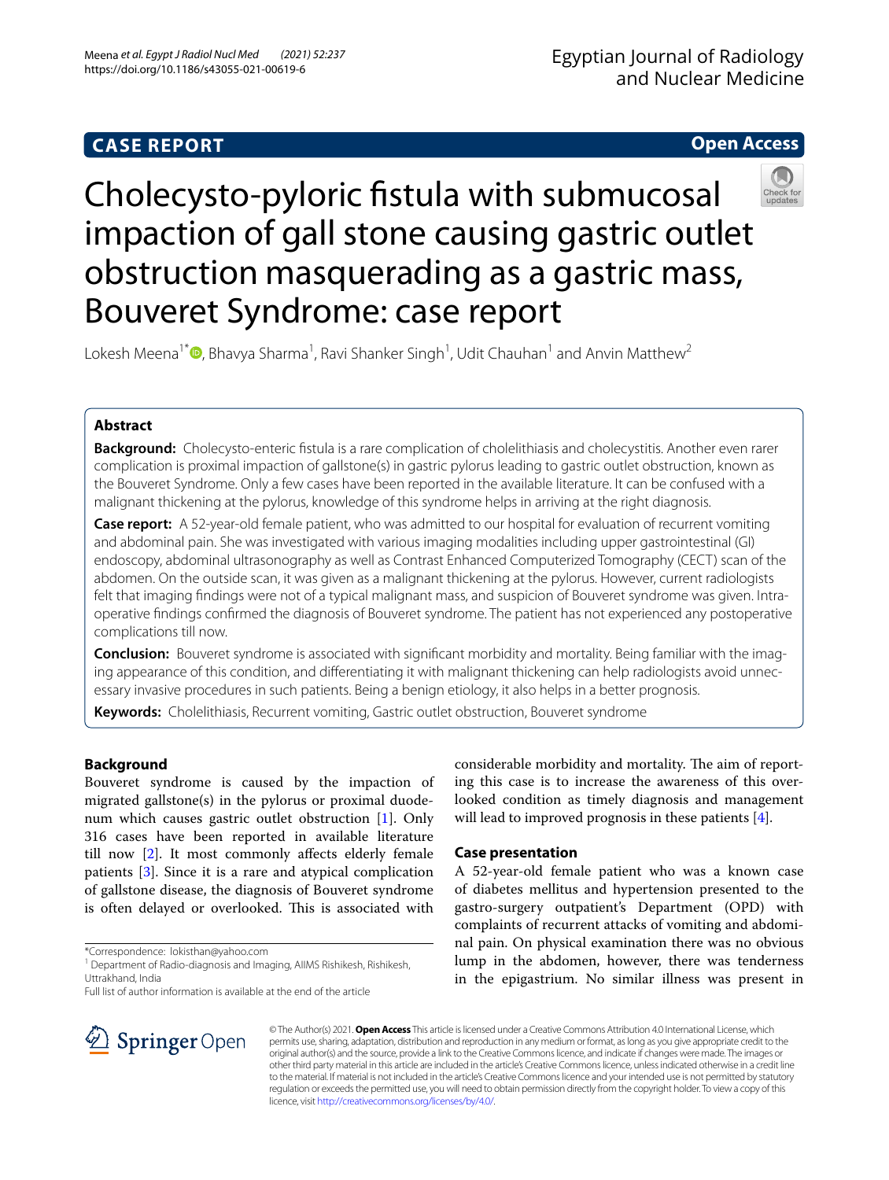CASE REPORT

Open Access

# Cholecysto-pyloric fistula with submucosal impaction of gall stone causing gastric outlet obstruction masquerading as a gastric mass, Bouveret Syndrome: case report

Lokesh Meena[1*], Bhavya Sharma[1], Ravi Shanker Singh[1], Udit Chauhan[1] and Anvin Matthew[2]

## Abstract

**Background:** Cholecysto-enteric fistula is a rare complication of cholelithiasis and cholecystitis. Another even rarer complication is proximal impaction of gallstone(s) in gastric pylorus leading to gastric outlet obstruction, known as the Bouveret Syndrome. Only a few cases have been reported in the available literature. It can be confused with a malignant thickening at the pylorus, knowledge of this syndrome helps in arriving at the right diagnosis.

**Case report:** A 52-year-old female patient, who was admitted to our hospital for evaluation of recurrent vomiting and abdominal pain. She was investigated with various imaging modalities including upper gastrointestinal (GI) endoscopy, abdominal ultrasonography as well as Contrast Enhanced Computerized Tomography (CECT) scan of the abdomen. On the outside scan, it was given as a malignant thickening at the pylorus. However, current radiologists felt that imaging findings were not of a typical malignant mass, and suspicion of Bouveret syndrome was given. Intra-operative findings confirmed the diagnosis of Bouveret syndrome. The patient has not experienced any postoperative complications till now.

**Conclusion:** Bouveret syndrome is associated with significant morbidity and mortality. Being familiar with the imaging appearance of this condition, and differentiating it with malignant thickening can help radiologists avoid unnecessary invasive procedures in such patients. Being a benign etiology, it also helps in a better prognosis.

**Keywords:** Cholelithiasis, Recurrent vomiting, Gastric outlet obstruction, Bouveret syndrome

## Background

Bouveret syndrome is caused by the impaction of migrated gallstone(s) in the pylorus or proximal duodenum which causes gastric outlet obstruction [1]. Only 316 cases have been reported in available literature till now [2]. It most commonly affects elderly female patients [3]. Since it is a rare and atypical complication of gallstone disease, the diagnosis of Bouveret syndrome is often delayed or overlooked. This is associated with considerable morbidity and mortality. The aim of reporting this case is to increase the awareness of this overlooked condition as timely diagnosis and management will lead to improved prognosis in these patients [4].

## Case presentation

A 52-year-old female patient who was a known case of diabetes mellitus and hypertension presented to the gastro-surgery outpatient's Department (OPD) with complaints of recurrent attacks of vomiting and abdominal pain. On physical examination there was no obvious lump in the abdomen, however, there was tenderness in the epigastrium. No similar illness was present in

*Correspondence: lokisthan@yahoo.com

[1] Department of Radio-diagnosis and Imaging, AIIMS Rishikesh, Rishikesh, Uttrakhand, India

Full list of author information is available at the end of the article

© The Author(s) 2021. **Open Access** This article is licensed under a Creative Commons Attribution 4.0 International License, which permits use, sharing, adaptation, distribution and reproduction in any medium or format, as long as you give appropriate credit to the original author(s) and the source, provide a link to the Creative Commons licence, and indicate if changes were made. The images or other third party material in this article are included in the article's Creative Commons licence, unless indicated otherwise in a credit line to the material. If material is not included in the article's Creative Commons licence and your intended use is not permitted by statutory regulation or exceeds the permitted use, you will need to obtain permission directly from the copyright holder. To view a copy of this licence, visit http://creativecommons.org/licenses/by/4.0/.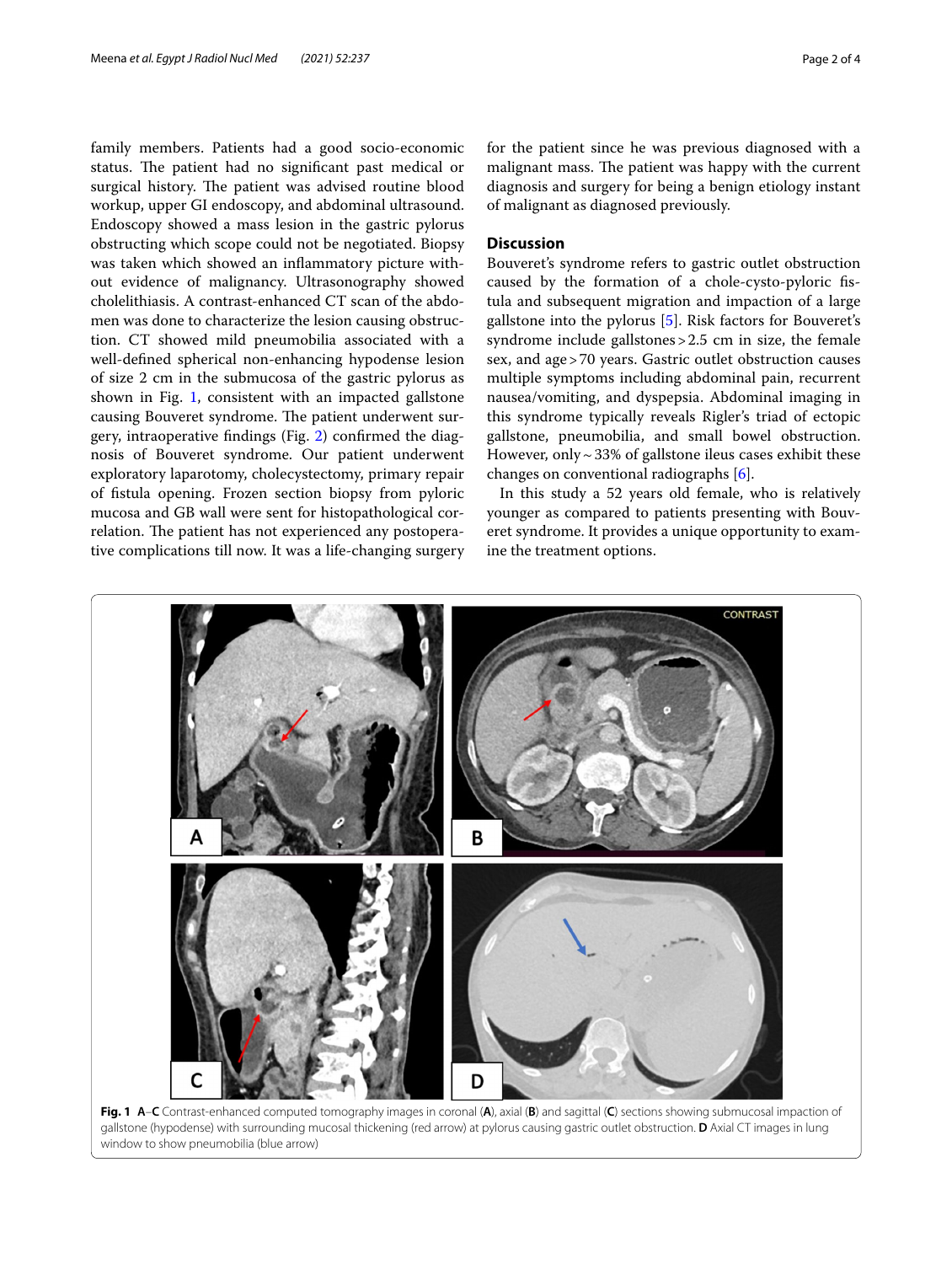family members. Patients had a good socio-economic status. The patient had no significant past medical or surgical history. The patient was advised routine blood workup, upper GI endoscopy, and abdominal ultrasound. Endoscopy showed a mass lesion in the gastric pylorus obstructing which scope could not be negotiated. Biopsy was taken which showed an inflammatory picture without evidence of malignancy. Ultrasonography showed cholelithiasis. A contrast-enhanced CT scan of the abdomen was done to characterize the lesion causing obstruction. CT showed mild pneumobilia associated with a well-defined spherical non-enhancing hypodense lesion of size 2 cm in the submucosa of the gastric pylorus as shown in Fig. 1, consistent with an impacted gallstone causing Bouveret syndrome. The patient underwent surgery, intraoperative findings (Fig. 2) confirmed the diagnosis of Bouveret syndrome. Our patient underwent exploratory laparotomy, cholecystectomy, primary repair of fistula opening. Frozen section biopsy from pyloric mucosa and GB wall were sent for histopathological correlation. The patient has not experienced any postoperative complications till now. It was a life-changing surgery for the patient since he was previous diagnosed with a malignant mass. The patient was happy with the current diagnosis and surgery for being a benign etiology instant of malignant as diagnosed previously.

## Discussion

Bouveret's syndrome refers to gastric outlet obstruction caused by the formation of a chole-cysto-pyloric fistula and subsequent migration and impaction of a large gallstone into the pylorus [5]. Risk factors for Bouveret's syndrome include gallstones > 2.5 cm in size, the female sex, and age > 70 years. Gastric outlet obstruction causes multiple symptoms including abdominal pain, recurrent nausea/vomiting, and dyspepsia. Abdominal imaging in this syndrome typically reveals Rigler's triad of ectopic gallstone, pneumobilia, and small bowel obstruction. However, only ~ 33% of gallstone ileus cases exhibit these changes on conventional radiographs [6].

In this study a 52 years old female, who is relatively younger as compared to patients presenting with Bouveret syndrome. It provides a unique opportunity to examine the treatment options.

**Fig. 1** **A**–**C** Contrast-enhanced computed tomography images in coronal (**A**), axial (**B**) and sagittal (**C**) sections showing submucosal impaction of gallstone (hypodense) with surrounding mucosal thickening (red arrow) at pylorus causing gastric outlet obstruction. **D** Axial CT images in lung window to show pneumobilia (blue arrow)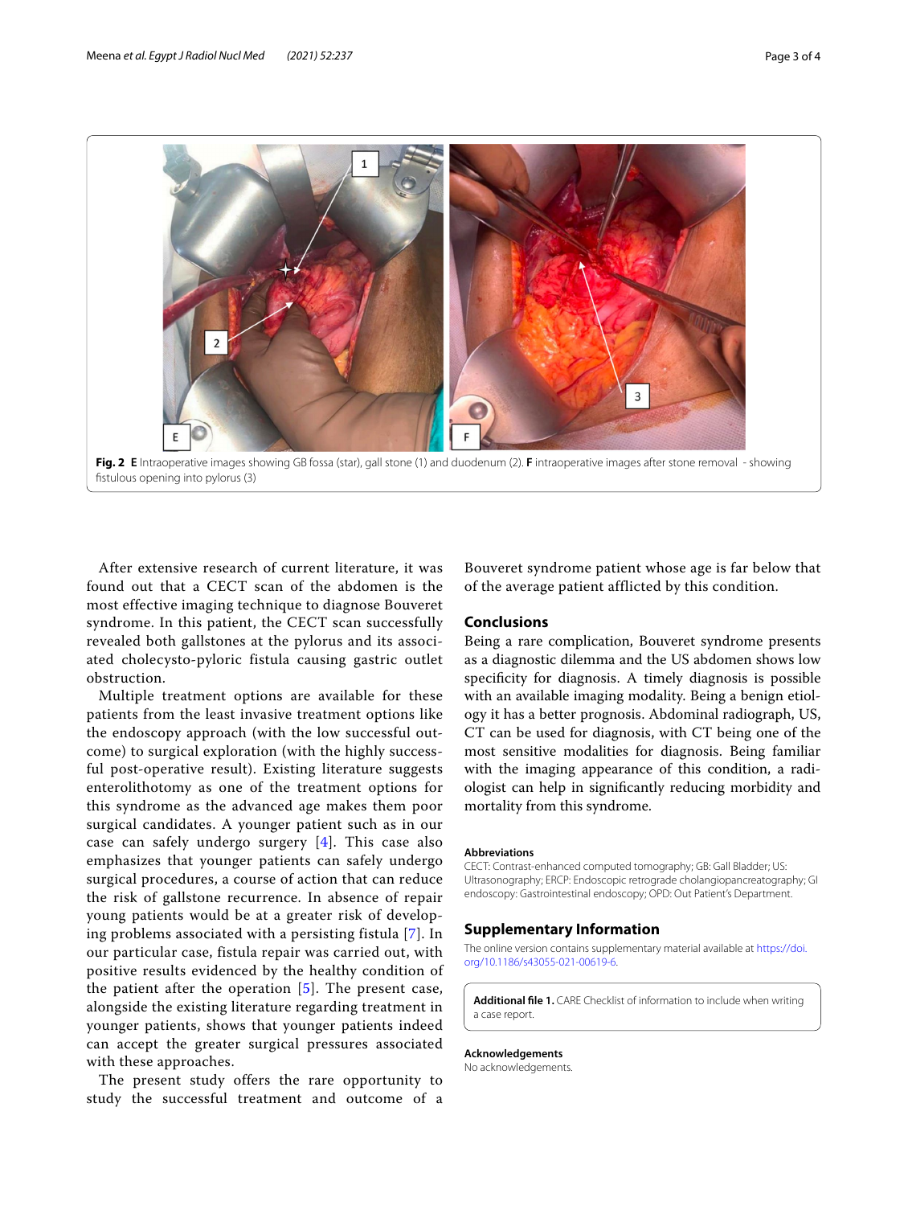**Fig. 2** **E** Intraoperative images showing GB fossa (star), gall stone (1) and duodenum (2). **F** intraoperative images after stone removal - showing fistulous opening into pylorus (3)

After extensive research of current literature, it was found out that a CECT scan of the abdomen is the most effective imaging technique to diagnose Bouveret syndrome. In this patient, the CECT scan successfully revealed both gallstones at the pylorus and its associated cholecysto-pyloric fistula causing gastric outlet obstruction.

Multiple treatment options are available for these patients from the least invasive treatment options like the endoscopy approach (with the low successful outcome) to surgical exploration (with the highly successful post-operative result). Existing literature suggests enterolithotomy as one of the treatment options for this syndrome as the advanced age makes them poor surgical candidates. A younger patient such as in our case can safely undergo surgery [4]. This case also emphasizes that younger patients can safely undergo surgical procedures, a course of action that can reduce the risk of gallstone recurrence. In absence of repair young patients would be at a greater risk of developing problems associated with a persisting fistula [7]. In our particular case, fistula repair was carried out, with positive results evidenced by the healthy condition of the patient after the operation [5]. The present case, alongside the existing literature regarding treatment in younger patients, shows that younger patients indeed can accept the greater surgical pressures associated with these approaches.

The present study offers the rare opportunity to study the successful treatment and outcome of a Bouveret syndrome patient whose age is far below that of the average patient afflicted by this condition.

## Conclusions

Being a rare complication, Bouveret syndrome presents as a diagnostic dilemma and the US abdomen shows low specificity for diagnosis. A timely diagnosis is possible with an available imaging modality. Being a benign etiology it has a better prognosis. Abdominal radiograph, US, CT can be used for diagnosis, with CT being one of the most sensitive modalities for diagnosis. Being familiar with the imaging appearance of this condition, a radiologist can help in significantly reducing morbidity and mortality from this syndrome.

### Abbreviations

CECT: Contrast-enhanced computed tomography; GB: Gall Bladder; US: Ultrasonography; ERCP: Endoscopic retrograde cholangiopancreatography; GI endoscopy: Gastrointestinal endoscopy; OPD: Out Patient's Department.

## Supplementary Information

The online version contains supplementary material available at https://doi.org/10.1186/s43055-021-00619-6.

**Additional file 1.** CARE Checklist of information to include when writing a case report.

### Acknowledgements

No acknowledgements.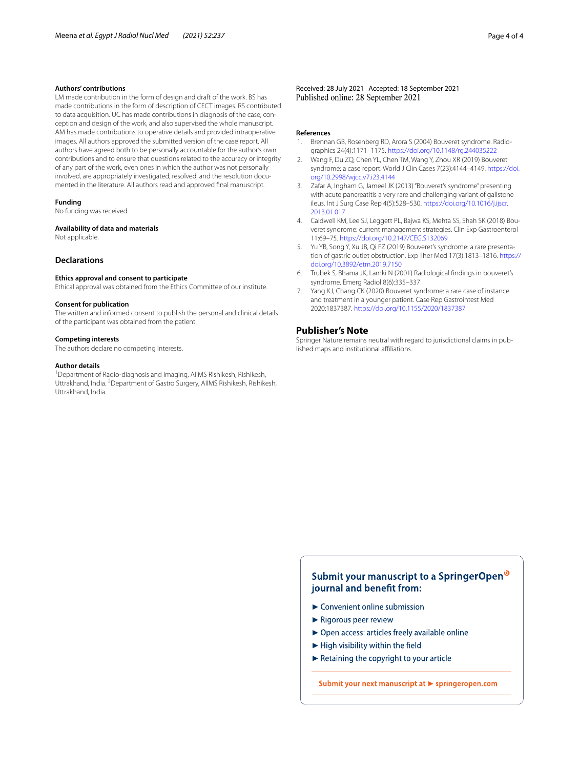### Authors' contributions

LM made contribution in the form of design and draft of the work. BS has made contributions in the form of description of CECT images. RS contributed to data acquisition. UC has made contributions in diagnosis of the case, conception and design of the work, and also supervised the whole manuscript. AM has made contributions to operative details and provided intraoperative images. All authors approved the submitted version of the case report. All authors have agreed both to be personally accountable for the author's own contributions and to ensure that questions related to the accuracy or integrity of any part of the work, even ones in which the author was not personally involved, are appropriately investigated, resolved, and the resolution documented in the literature. All authors read and approved final manuscript.

### Funding

No funding was received.

### Availability of data and materials

Not applicable.

## Declarations

### Ethics approval and consent to participate

Ethical approval was obtained from the Ethics Committee of our institute.

### Consent for publication

The written and informed consent to publish the personal and clinical details of the participant was obtained from the patient.

### Competing interests

The authors declare no competing interests.

### Author details

[1]Department of Radio-diagnosis and Imaging, AIIMS Rishikesh, Rishikesh, Uttrakhand, India. [2]Department of Gastro Surgery, AIIMS Rishikesh, Rishikesh, Uttrakhand, India.

Received: 28 July 2021 Accepted: 18 September 2021
Published online: 28 September 2021

### References

1. Brennan GB, Rosenberg RD, Arora S (2004) Bouveret syndrome. Radiographics 24(4):1171–1175. https://doi.org/10.1148/rg.244035222
2. Wang F, Du ZQ, Chen YL, Chen TM, Wang Y, Zhou XR (2019) Bouveret syndrome: a case report. World J Clin Cases 7(23):4144–4149. https://doi.org/10.2998/wjcc.v7.i23.4144
3. Zafar A, Ingham G, Jameel JK (2013) "Bouveret's syndrome" presenting with acute pancreatitis a very rare and challenging variant of gallstone ileus. Int J Surg Case Rep 4(5):528–530. https://doi.org/10.1016/j.ijscr.2013.01.017
4. Caldwell KM, Lee SJ, Leggett PL, Bajwa KS, Mehta SS, Shah SK (2018) Bouveret syndrome: current management strategies. Clin Exp Gastroenterol 11:69–75. https://doi.org/10.2147/CEG.S132069
5. Yu YB, Song Y, Xu JB, Qi FZ (2019) Bouveret's syndrome: a rare presentation of gastric outlet obstruction. Exp Ther Med 17(3):1813–1816. https://doi.org/10.3892/etm.2019.7150
6. Trubek S, Bhama JK, Lamki N (2001) Radiological findings in bouveret's syndrome. Emerg Radiol 8(6):335–337
7. Yang KJ, Chang CK (2020) Bouveret syndrome: a rare case of instance and treatment in a younger patient. Case Rep Gastrointest Med 2020:1837387. https://doi.org/10.1155/2020/1837387

## Publisher's Note

Springer Nature remains neutral with regard to jurisdictional claims in published maps and institutional affiliations.

**Submit your manuscript to a SpringerOpen journal and benefit from:**

- Convenient online submission
- Rigorous peer review
- Open access: articles freely available online
- High visibility within the field
- Retaining the copyright to your article

**Submit your next manuscript at ▶ springeropen.com**